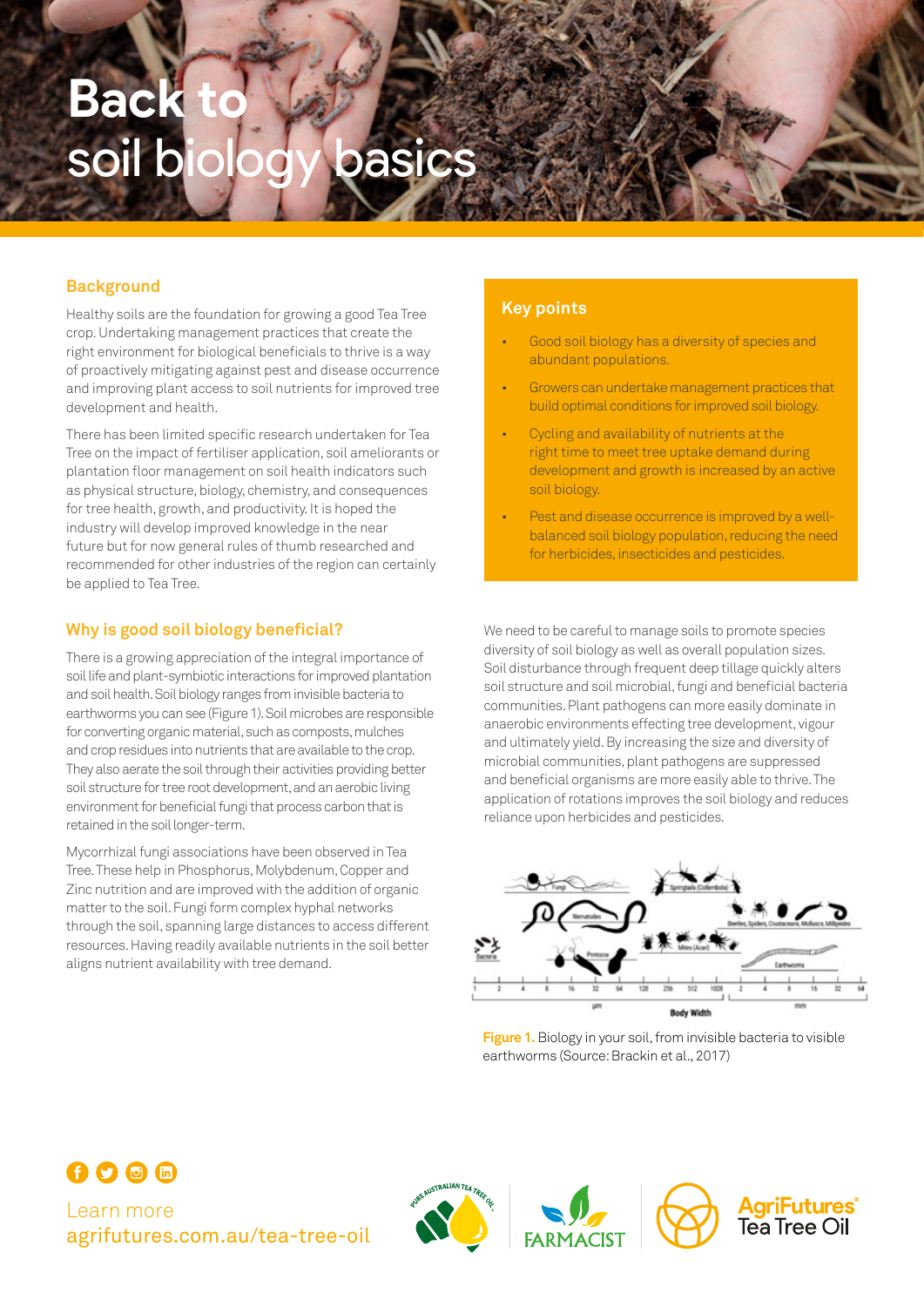# Back to soil biology basics

## Background

Healthy soils are the foundation for growing a good Tea Tree crop. Undertaking management practices that create the right environment for biological beneficials to thrive is a way of proactively mitigating against pest and disease occurrence and improving plant access to soil nutrients for improved tree development and health.

There has been limited specific research undertaken for Tea Tree on the impact of fertiliser application, soil ameliorants or plantation floor management on soil health indicators such as physical structure, biology, chemistry, and consequences for tree health, growth, and productivity. It is hoped the industry will develop improved knowledge in the near future but for now general rules of thumb researched and recommended for other industries of the region can certainly be applied to Tea Tree.

## Key points

- Good soil biology has a diversity of species and abundant populations.
- Growers can undertake management practices that build optimal conditions for improved soil biology.
- Cycling and availability of nutrients at the right time to meet tree uptake demand during development and growth is increased by an active soil biology.
- Pest and disease occurrence is improved by a well-balanced soil biology population, reducing the need for herbicides, insecticides and pesticides.

## Why is good soil biology beneficial?

There is a growing appreciation of the integral importance of soil life and plant-symbiotic interactions for improved plantation and soil health. Soil biology ranges from invisible bacteria to earthworms you can see (Figure 1). Soil microbes are responsible for converting organic material, such as composts, mulches and crop residues into nutrients that are available to the crop. They also aerate the soil through their activities providing better soil structure for tree root development, and an aerobic living environment for beneficial fungi that process carbon that is retained in the soil longer-term.

Mycorrhizal fungi associations have been observed in Tea Tree. These help in Phosphorus, Molybdenum, Copper and Zinc nutrition and are improved with the addition of organic matter to the soil. Fungi form complex hyphal networks through the soil, spanning large distances to access different resources. Having readily available nutrients in the soil better aligns nutrient availability with tree demand.

We need to be careful to manage soils to promote species diversity of soil biology as well as overall population sizes. Soil disturbance through frequent deep tillage quickly alters soil structure and soil microbial, fungi and beneficial bacteria communities. Plant pathogens can more easily dominate in anaerobic environments effecting tree development, vigour and ultimately yield. By increasing the size and diversity of microbial communities, plant pathogens are suppressed and beneficial organisms are more easily able to thrive. The application of rotations improves the soil biology and reduces reliance upon herbicides and pesticides.

Figure 1. Biology in your soil, from invisible bacteria to visible earthworms (Source: Brackin et al., 2017)

Learn more
agrifutures.com.au/tea-tree-oil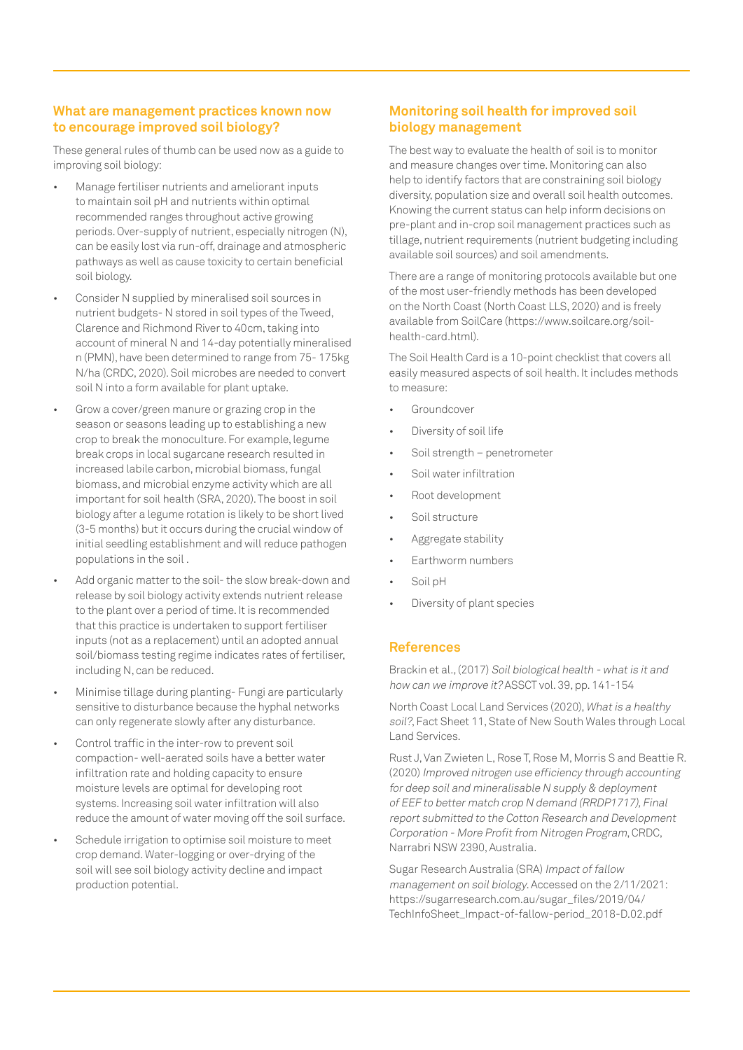## What are management practices known now to encourage improved soil biology?

These general rules of thumb can be used now as a guide to improving soil biology:

- Manage fertiliser nutrients and ameliorant inputs to maintain soil pH and nutrients within optimal recommended ranges throughout active growing periods. Over-supply of nutrient, especially nitrogen (N), can be easily lost via run-off, drainage and atmospheric pathways as well as cause toxicity to certain beneficial soil biology.
- Consider N supplied by mineralised soil sources in nutrient budgets- N stored in soil types of the Tweed, Clarence and Richmond River to 40cm, taking into account of mineral N and 14-day potentially mineralised n (PMN), have been determined to range from 75- 175kg N/ha (CRDC, 2020). Soil microbes are needed to convert soil N into a form available for plant uptake.
- Grow a cover/green manure or grazing crop in the season or seasons leading up to establishing a new crop to break the monoculture. For example, legume break crops in local sugarcane research resulted in increased labile carbon, microbial biomass, fungal biomass, and microbial enzyme activity which are all important for soil health (SRA, 2020). The boost in soil biology after a legume rotation is likely to be short lived (3-5 months) but it occurs during the crucial window of initial seedling establishment and will reduce pathogen populations in the soil .
- Add organic matter to the soil- the slow break-down and release by soil biology activity extends nutrient release to the plant over a period of time. It is recommended that this practice is undertaken to support fertiliser inputs (not as a replacement) until an adopted annual soil/biomass testing regime indicates rates of fertiliser, including N, can be reduced.
- Minimise tillage during planting- Fungi are particularly sensitive to disturbance because the hyphal networks can only regenerate slowly after any disturbance.
- Control traffic in the inter-row to prevent soil compaction- well-aerated soils have a better water infiltration rate and holding capacity to ensure moisture levels are optimal for developing root systems. Increasing soil water infiltration will also reduce the amount of water moving off the soil surface.
- Schedule irrigation to optimise soil moisture to meet crop demand. Water-logging or over-drying of the soil will see soil biology activity decline and impact production potential.

## Monitoring soil health for improved soil biology management

The best way to evaluate the health of soil is to monitor and measure changes over time. Monitoring can also help to identify factors that are constraining soil biology diversity, population size and overall soil health outcomes. Knowing the current status can help inform decisions on pre-plant and in-crop soil management practices such as tillage, nutrient requirements (nutrient budgeting including available soil sources) and soil amendments.

There are a range of monitoring protocols available but one of the most user-friendly methods has been developed on the North Coast (North Coast LLS, 2020) and is freely available from SoilCare (https://www.soilcare.org/soil-health-card.html).

The Soil Health Card is a 10-point checklist that covers all easily measured aspects of soil health. It includes methods to measure:

- Groundcover
- Diversity of soil life
- Soil strength – penetrometer
- Soil water infiltration
- Root development
- Soil structure
- Aggregate stability
- Earthworm numbers
- Soil pH
- Diversity of plant species

## References

Brackin et al., (2017) *Soil biological health - what is it and how can we improve it?* ASSCT vol. 39, pp. 141-154

North Coast Local Land Services (2020), *What is a healthy soil?*, Fact Sheet 11, State of New South Wales through Local Land Services.

Rust J, Van Zwieten L, Rose T, Rose M, Morris S and Beattie R. (2020) *Improved nitrogen use efficiency through accounting for deep soil and mineralisable N supply & deployment of EEF to better match crop N demand (RRDP1717), Final report submitted to the Cotton Research and Development Corporation - More Profit from Nitrogen Program*, CRDC, Narrabri NSW 2390, Australia.

Sugar Research Australia (SRA) *Impact of fallow management on soil biology*. Accessed on the 2/11/2021: https://sugarresearch.com.au/sugar_files/2019/04/TechInfoSheet_Impact-of-fallow-period_2018-D.02.pdf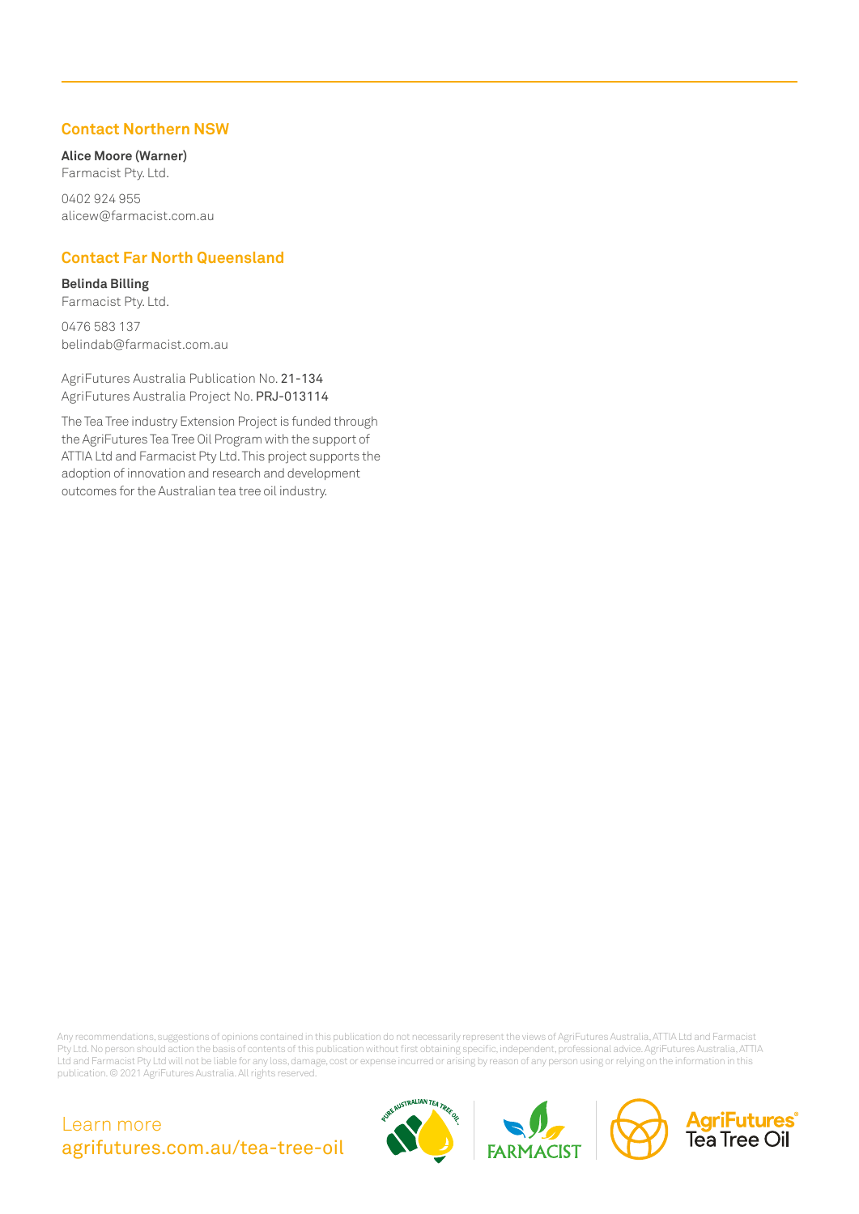## Contact Northern NSW

**Alice Moore (Warner)**
Farmacist Pty. Ltd.

0402 924 955
alicew@farmacist.com.au

## Contact Far North Queensland

**Belinda Billing**
Farmacist Pty. Ltd.

0476 583 137
belindab@farmacist.com.au

AgriFutures Australia Publication No. 21-134
AgriFutures Australia Project No. PRJ-013114

The Tea Tree industry Extension Project is funded through the AgriFutures Tea Tree Oil Program with the support of ATTIA Ltd and Farmacist Pty Ltd. This project supports the adoption of innovation and research and development outcomes for the Australian tea tree oil industry.

Any recommendations, suggestions of opinions contained in this publication do not necessarily represent the views of AgriFutures Australia, ATTIA Ltd and Farmacist Pty Ltd. No person should action the basis of contents of this publication without first obtaining specific, independent, professional advice. AgriFutures Australia, ATTIA Ltd and Farmacist Pty Ltd will not be liable for any loss, damage, cost or expense incurred or arising by reason of any person using or relying on the information in this publication. © 2021 AgriFutures Australia. All rights reserved.

Learn more
agrifutures.com.au/tea-tree-oil

PURE AUSTRALIAN TEA TREE OIL

FARMACIST

AgriFutures® Tea Tree Oil